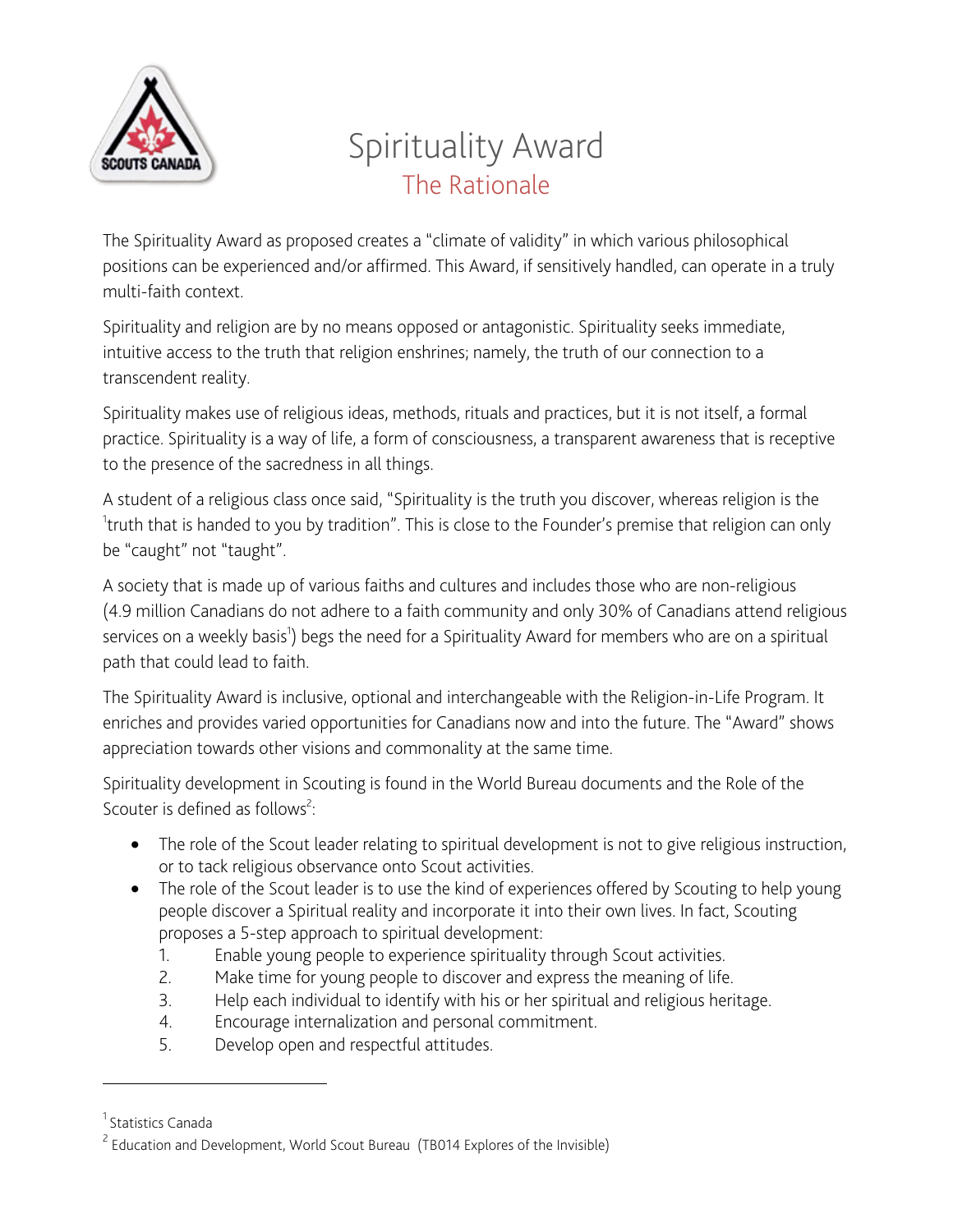# Spirituality Award

## The Rationale

The Spirituality Award as proposed creates a "climate of validity" in which various philosophical positions can be experienced and/or affirmed. This Award, if sensitively handled, can operate in a truly multi-faith context.

Spirituality and religion are by no means opposed or antagonistic. Spirituality seeks immediate, intuitive access to the truth that religion enshrines; namely, the truth of our connection to a transcendent reality.

Spirituality makes use of religious ideas, methods, rituals and practices, but it is not itself, a formal practice. Spirituality is a way of life, a form of consciousness, a transparent awareness that is receptive to the presence of the sacredness in all things.

A student of a religious class once said, "Spirituality is the truth you discover, whereas religion is the [1]truth that is handed to you by tradition". This is close to the Founder's premise that religion can only be "caught" not "taught".

A society that is made up of various faiths and cultures and includes those who are non-religious (4.9 million Canadians do not adhere to a faith community and only 30% of Canadians attend religious services on a weekly basis[1]) begs the need for a Spirituality Award for members who are on a spiritual path that could lead to faith.

The Spirituality Award is inclusive, optional and interchangeable with the Religion-in-Life Program. It enriches and provides varied opportunities for Canadians now and into the future. The "Award" shows appreciation towards other visions and commonality at the same time.

Spirituality development in Scouting is found in the World Bureau documents and the Role of the Scouter is defined as follows[2]:

- The role of the Scout leader relating to spiritual development is not to give religious instruction, or to tack religious observance onto Scout activities.
- The role of the Scout leader is to use the kind of experiences offered by Scouting to help young people discover a Spiritual reality and incorporate it into their own lives. In fact, Scouting proposes a 5-step approach to spiritual development:
  1. Enable young people to experience spirituality through Scout activities.
  2. Make time for young people to discover and express the meaning of life.
  3. Help each individual to identify with his or her spiritual and religious heritage.
  4. Encourage internalization and personal commitment.
  5. Develop open and respectful attitudes.

---

[1] Statistics Canada

[2] Education and Development, World Scout Bureau (TB014 Explores of the Invisible)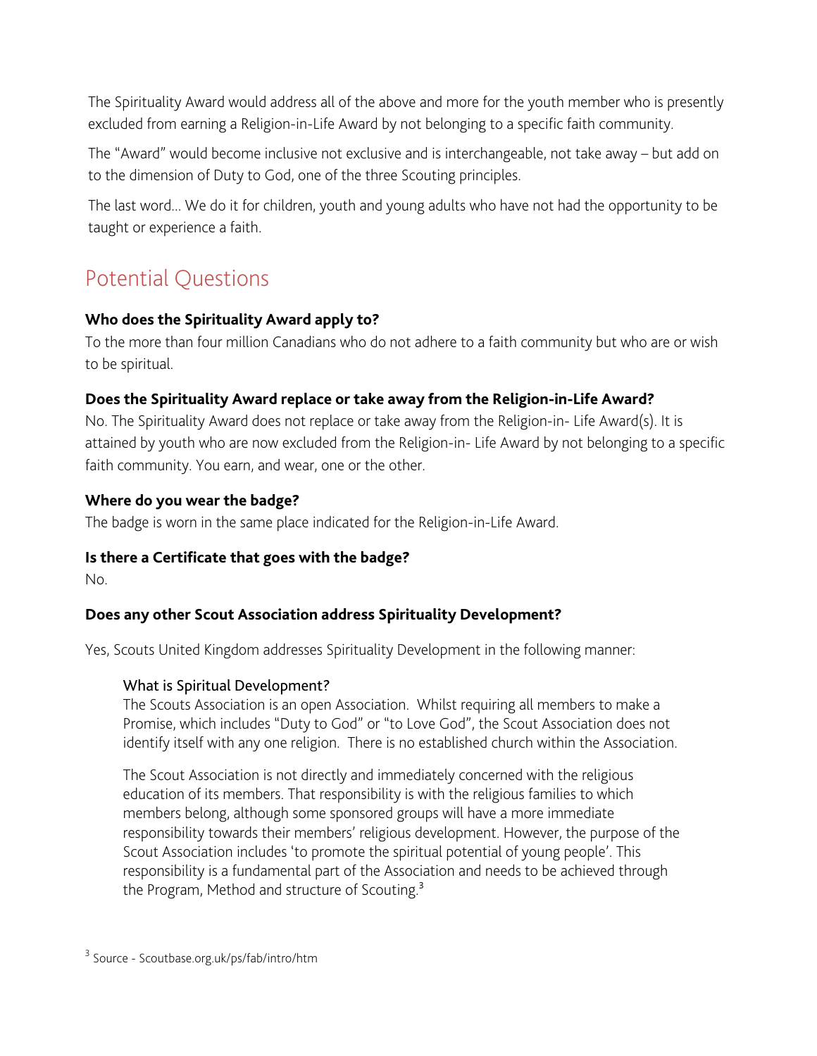The Spirituality Award would address all of the above and more for the youth member who is presently excluded from earning a Religion-in-Life Award by not belonging to a specific faith community.

The "Award" would become inclusive not exclusive and is interchangeable, not take away – but add on to the dimension of Duty to God, one of the three Scouting principles.

The last word… We do it for children, youth and young adults who have not had the opportunity to be taught or experience a faith.

## Potential Questions

**Who does the Spirituality Award apply to?**

To the more than four million Canadians who do not adhere to a faith community but who are or wish to be spiritual.

**Does the Spirituality Award replace or take away from the Religion-in-Life Award?**

No. The Spirituality Award does not replace or take away from the Religion-in- Life Award(s). It is attained by youth who are now excluded from the Religion-in- Life Award by not belonging to a specific faith community. You earn, and wear, one or the other.

**Where do you wear the badge?**

The badge is worn in the same place indicated for the Religion-in-Life Award.

**Is there a Certificate that goes with the badge?**

No.

**Does any other Scout Association address Spirituality Development?**

Yes, Scouts United Kingdom addresses Spirituality Development in the following manner:

> What is Spiritual Development?
> The Scouts Association is an open Association. Whilst requiring all members to make a Promise, which includes "Duty to God" or "to Love God", the Scout Association does not identify itself with any one religion. There is no established church within the Association.
>
> The Scout Association is not directly and immediately concerned with the religious education of its members. That responsibility is with the religious families to which members belong, although some sponsored groups will have a more immediate responsibility towards their members' religious development. However, the purpose of the Scout Association includes 'to promote the spiritual potential of young people'. This responsibility is a fundamental part of the Association and needs to be achieved through the Program, Method and structure of Scouting.[3]

[3] Source - Scoutbase.org.uk/ps/fab/intro/htm